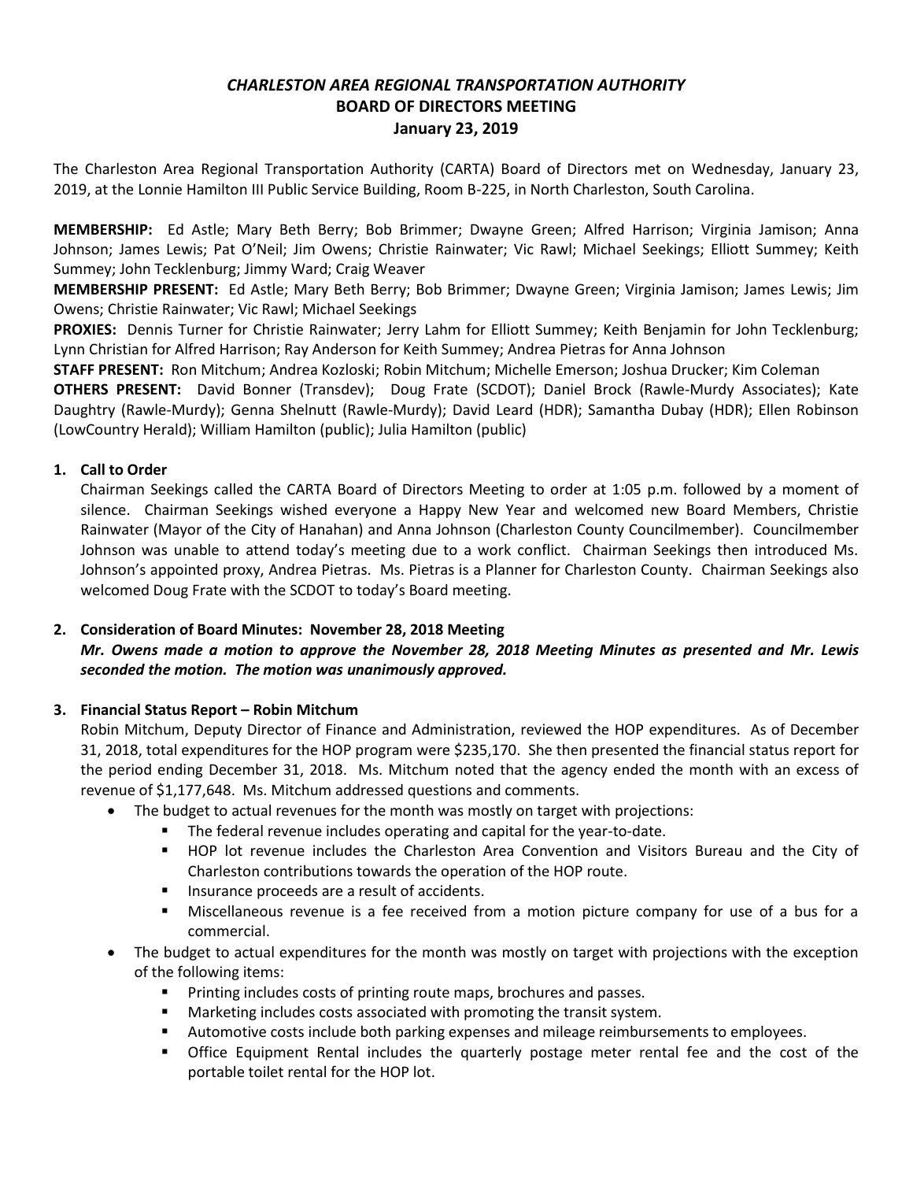# *CHARLESTON AREA REGIONAL TRANSPORTATION AUTHORITY*
## BOARD OF DIRECTORS MEETING
### January 23, 2019

The Charleston Area Regional Transportation Authority (CARTA) Board of Directors met on Wednesday, January 23, 2019, at the Lonnie Hamilton III Public Service Building, Room B-225, in North Charleston, South Carolina.

**MEMBERSHIP:** Ed Astle; Mary Beth Berry; Bob Brimmer; Dwayne Green; Alfred Harrison; Virginia Jamison; Anna Johnson; James Lewis; Pat O'Neil; Jim Owens; Christie Rainwater; Vic Rawl; Michael Seekings; Elliott Summey; Keith Summey; John Tecklenburg; Jimmy Ward; Craig Weaver

**MEMBERSHIP PRESENT:** Ed Astle; Mary Beth Berry; Bob Brimmer; Dwayne Green; Virginia Jamison; James Lewis; Jim Owens; Christie Rainwater; Vic Rawl; Michael Seekings

**PROXIES:** Dennis Turner for Christie Rainwater; Jerry Lahm for Elliott Summey; Keith Benjamin for John Tecklenburg; Lynn Christian for Alfred Harrison; Ray Anderson for Keith Summey; Andrea Pietras for Anna Johnson

**STAFF PRESENT:** Ron Mitchum; Andrea Kozloski; Robin Mitchum; Michelle Emerson; Joshua Drucker; Kim Coleman

**OTHERS PRESENT:** David Bonner (Transdev); Doug Frate (SCDOT); Daniel Brock (Rawle-Murdy Associates); Kate Daughtry (Rawle-Murdy); Genna Shelnutt (Rawle-Murdy); David Leard (HDR); Samantha Dubay (HDR); Ellen Robinson (LowCountry Herald); William Hamilton (public); Julia Hamilton (public)

1. **Call to Order**

   Chairman Seekings called the CARTA Board of Directors Meeting to order at 1:05 p.m. followed by a moment of silence. Chairman Seekings wished everyone a Happy New Year and welcomed new Board Members, Christie Rainwater (Mayor of the City of Hanahan) and Anna Johnson (Charleston County Councilmember). Councilmember Johnson was unable to attend today's meeting due to a work conflict. Chairman Seekings then introduced Ms. Johnson's appointed proxy, Andrea Pietras. Ms. Pietras is a Planner for Charleston County. Chairman Seekings also welcomed Doug Frate with the SCDOT to today's Board meeting.

2. **Consideration of Board Minutes: November 28, 2018 Meeting**

   ***Mr. Owens made a motion to approve the November 28, 2018 Meeting Minutes as presented and Mr. Lewis seconded the motion. The motion was unanimously approved.***

3. **Financial Status Report – Robin Mitchum**

   Robin Mitchum, Deputy Director of Finance and Administration, reviewed the HOP expenditures. As of December 31, 2018, total expenditures for the HOP program were $235,170. She then presented the financial status report for the period ending December 31, 2018. Ms. Mitchum noted that the agency ended the month with an excess of revenue of $1,177,648. Ms. Mitchum addressed questions and comments.

   - The budget to actual revenues for the month was mostly on target with projections:
     - The federal revenue includes operating and capital for the year-to-date.
     - HOP lot revenue includes the Charleston Area Convention and Visitors Bureau and the City of Charleston contributions towards the operation of the HOP route.
     - Insurance proceeds are a result of accidents.
     - Miscellaneous revenue is a fee received from a motion picture company for use of a bus for a commercial.
   - The budget to actual expenditures for the month was mostly on target with projections with the exception of the following items:
     - Printing includes costs of printing route maps, brochures and passes.
     - Marketing includes costs associated with promoting the transit system.
     - Automotive costs include both parking expenses and mileage reimbursements to employees.
     - Office Equipment Rental includes the quarterly postage meter rental fee and the cost of the portable toilet rental for the HOP lot.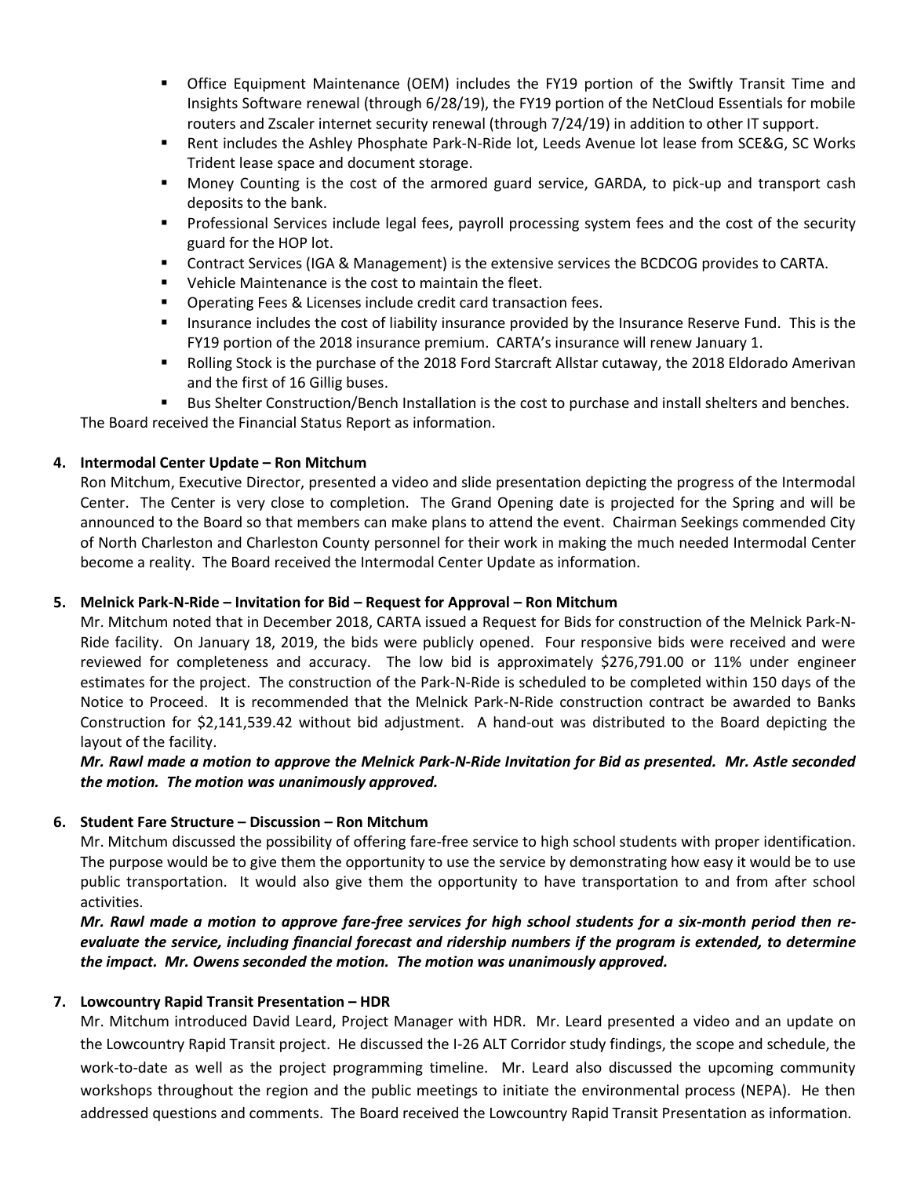- Office Equipment Maintenance (OEM) includes the FY19 portion of the Swiftly Transit Time and Insights Software renewal (through 6/28/19), the FY19 portion of the NetCloud Essentials for mobile routers and Zscaler internet security renewal (through 7/24/19) in addition to other IT support.
- Rent includes the Ashley Phosphate Park-N-Ride lot, Leeds Avenue lot lease from SCE&G, SC Works Trident lease space and document storage.
- Money Counting is the cost of the armored guard service, GARDA, to pick-up and transport cash deposits to the bank.
- Professional Services include legal fees, payroll processing system fees and the cost of the security guard for the HOP lot.
- Contract Services (IGA & Management) is the extensive services the BCDCOG provides to CARTA.
- Vehicle Maintenance is the cost to maintain the fleet.
- Operating Fees & Licenses include credit card transaction fees.
- Insurance includes the cost of liability insurance provided by the Insurance Reserve Fund. This is the FY19 portion of the 2018 insurance premium. CARTA's insurance will renew January 1.
- Rolling Stock is the purchase of the 2018 Ford Starcraft Allstar cutaway, the 2018 Eldorado Amerivan and the first of 16 Gillig buses.
- Bus Shelter Construction/Bench Installation is the cost to purchase and install shelters and benches.

The Board received the Financial Status Report as information.

**4. Intermodal Center Update – Ron Mitchum**

Ron Mitchum, Executive Director, presented a video and slide presentation depicting the progress of the Intermodal Center. The Center is very close to completion. The Grand Opening date is projected for the Spring and will be announced to the Board so that members can make plans to attend the event. Chairman Seekings commended City of North Charleston and Charleston County personnel for their work in making the much needed Intermodal Center become a reality. The Board received the Intermodal Center Update as information.

**5. Melnick Park-N-Ride – Invitation for Bid – Request for Approval – Ron Mitchum**

Mr. Mitchum noted that in December 2018, CARTA issued a Request for Bids for construction of the Melnick Park-N-Ride facility. On January 18, 2019, the bids were publicly opened. Four responsive bids were received and were reviewed for completeness and accuracy. The low bid is approximately $276,791.00 or 11% under engineer estimates for the project. The construction of the Park-N-Ride is scheduled to be completed within 150 days of the Notice to Proceed. It is recommended that the Melnick Park-N-Ride construction contract be awarded to Banks Construction for $2,141,539.42 without bid adjustment. A hand-out was distributed to the Board depicting the layout of the facility.

***Mr. Rawl made a motion to approve the Melnick Park-N-Ride Invitation for Bid as presented. Mr. Astle seconded the motion. The motion was unanimously approved.***

**6. Student Fare Structure – Discussion – Ron Mitchum**

Mr. Mitchum discussed the possibility of offering fare-free service to high school students with proper identification. The purpose would be to give them the opportunity to use the service by demonstrating how easy it would be to use public transportation. It would also give them the opportunity to have transportation to and from after school activities.

***Mr. Rawl made a motion to approve fare-free services for high school students for a six-month period then re-evaluate the service, including financial forecast and ridership numbers if the program is extended, to determine the impact. Mr. Owens seconded the motion. The motion was unanimously approved.***

**7. Lowcountry Rapid Transit Presentation – HDR**

Mr. Mitchum introduced David Leard, Project Manager with HDR. Mr. Leard presented a video and an update on the Lowcountry Rapid Transit project. He discussed the I-26 ALT Corridor study findings, the scope and schedule, the work-to-date as well as the project programming timeline. Mr. Leard also discussed the upcoming community workshops throughout the region and the public meetings to initiate the environmental process (NEPA). He then addressed questions and comments. The Board received the Lowcountry Rapid Transit Presentation as information.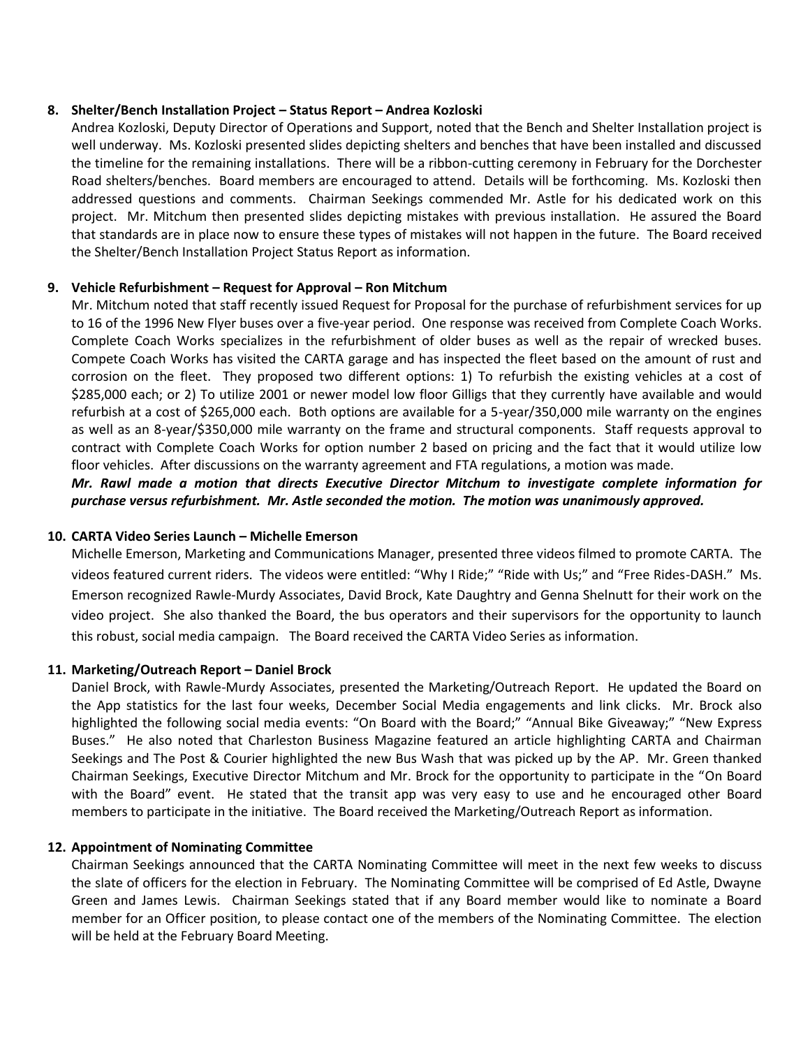**8. Shelter/Bench Installation Project – Status Report – Andrea Kozloski**

Andrea Kozloski, Deputy Director of Operations and Support, noted that the Bench and Shelter Installation project is well underway. Ms. Kozloski presented slides depicting shelters and benches that have been installed and discussed the timeline for the remaining installations. There will be a ribbon-cutting ceremony in February for the Dorchester Road shelters/benches. Board members are encouraged to attend. Details will be forthcoming. Ms. Kozloski then addressed questions and comments. Chairman Seekings commended Mr. Astle for his dedicated work on this project. Mr. Mitchum then presented slides depicting mistakes with previous installation. He assured the Board that standards are in place now to ensure these types of mistakes will not happen in the future. The Board received the Shelter/Bench Installation Project Status Report as information.

**9. Vehicle Refurbishment – Request for Approval – Ron Mitchum**

Mr. Mitchum noted that staff recently issued Request for Proposal for the purchase of refurbishment services for up to 16 of the 1996 New Flyer buses over a five-year period. One response was received from Complete Coach Works. Complete Coach Works specializes in the refurbishment of older buses as well as the repair of wrecked buses. Compete Coach Works has visited the CARTA garage and has inspected the fleet based on the amount of rust and corrosion on the fleet. They proposed two different options: 1) To refurbish the existing vehicles at a cost of $285,000 each; or 2) To utilize 2001 or newer model low floor Gilligs that they currently have available and would refurbish at a cost of $265,000 each. Both options are available for a 5-year/350,000 mile warranty on the engines as well as an 8-year/$350,000 mile warranty on the frame and structural components. Staff requests approval to contract with Complete Coach Works for option number 2 based on pricing and the fact that it would utilize low floor vehicles. After discussions on the warranty agreement and FTA regulations, a motion was made.

***Mr. Rawl made a motion that directs Executive Director Mitchum to investigate complete information for purchase versus refurbishment. Mr. Astle seconded the motion. The motion was unanimously approved.***

**10. CARTA Video Series Launch – Michelle Emerson**

Michelle Emerson, Marketing and Communications Manager, presented three videos filmed to promote CARTA. The videos featured current riders. The videos were entitled: "Why I Ride;" "Ride with Us;" and "Free Rides-DASH." Ms. Emerson recognized Rawle-Murdy Associates, David Brock, Kate Daughtry and Genna Shelnutt for their work on the video project. She also thanked the Board, the bus operators and their supervisors for the opportunity to launch this robust, social media campaign. The Board received the CARTA Video Series as information.

**11. Marketing/Outreach Report – Daniel Brock**

Daniel Brock, with Rawle-Murdy Associates, presented the Marketing/Outreach Report. He updated the Board on the App statistics for the last four weeks, December Social Media engagements and link clicks. Mr. Brock also highlighted the following social media events: "On Board with the Board;" "Annual Bike Giveaway;" "New Express Buses." He also noted that Charleston Business Magazine featured an article highlighting CARTA and Chairman Seekings and The Post & Courier highlighted the new Bus Wash that was picked up by the AP. Mr. Green thanked Chairman Seekings, Executive Director Mitchum and Mr. Brock for the opportunity to participate in the "On Board with the Board" event. He stated that the transit app was very easy to use and he encouraged other Board members to participate in the initiative. The Board received the Marketing/Outreach Report as information.

**12. Appointment of Nominating Committee**

Chairman Seekings announced that the CARTA Nominating Committee will meet in the next few weeks to discuss the slate of officers for the election in February. The Nominating Committee will be comprised of Ed Astle, Dwayne Green and James Lewis. Chairman Seekings stated that if any Board member would like to nominate a Board member for an Officer position, to please contact one of the members of the Nominating Committee. The election will be held at the February Board Meeting.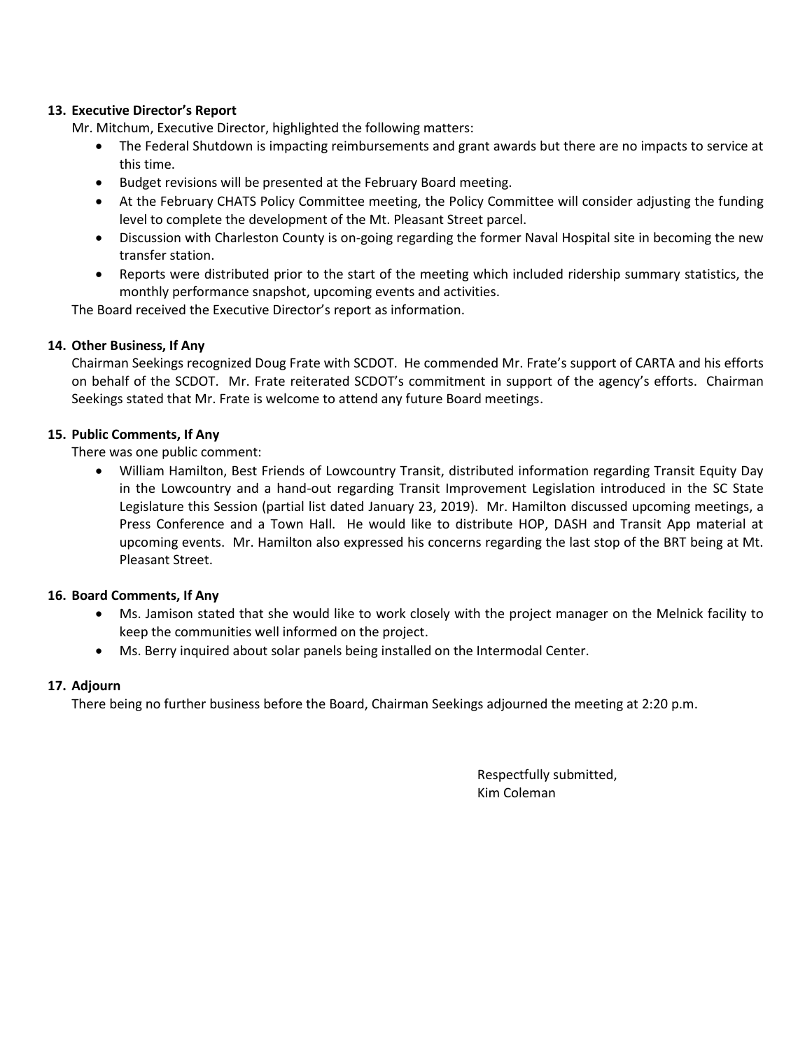**13. Executive Director's Report**

Mr. Mitchum, Executive Director, highlighted the following matters:

- The Federal Shutdown is impacting reimbursements and grant awards but there are no impacts to service at this time.
- Budget revisions will be presented at the February Board meeting.
- At the February CHATS Policy Committee meeting, the Policy Committee will consider adjusting the funding level to complete the development of the Mt. Pleasant Street parcel.
- Discussion with Charleston County is on-going regarding the former Naval Hospital site in becoming the new transfer station.
- Reports were distributed prior to the start of the meeting which included ridership summary statistics, the monthly performance snapshot, upcoming events and activities.

The Board received the Executive Director's report as information.

**14. Other Business, If Any**

Chairman Seekings recognized Doug Frate with SCDOT. He commended Mr. Frate's support of CARTA and his efforts on behalf of the SCDOT. Mr. Frate reiterated SCDOT's commitment in support of the agency's efforts. Chairman Seekings stated that Mr. Frate is welcome to attend any future Board meetings.

**15. Public Comments, If Any**

There was one public comment:

- William Hamilton, Best Friends of Lowcountry Transit, distributed information regarding Transit Equity Day in the Lowcountry and a hand-out regarding Transit Improvement Legislation introduced in the SC State Legislature this Session (partial list dated January 23, 2019). Mr. Hamilton discussed upcoming meetings, a Press Conference and a Town Hall. He would like to distribute HOP, DASH and Transit App material at upcoming events. Mr. Hamilton also expressed his concerns regarding the last stop of the BRT being at Mt. Pleasant Street.

**16. Board Comments, If Any**

- Ms. Jamison stated that she would like to work closely with the project manager on the Melnick facility to keep the communities well informed on the project.
- Ms. Berry inquired about solar panels being installed on the Intermodal Center.

**17. Adjourn**

There being no further business before the Board, Chairman Seekings adjourned the meeting at 2:20 p.m.

Respectfully submitted,
Kim Coleman